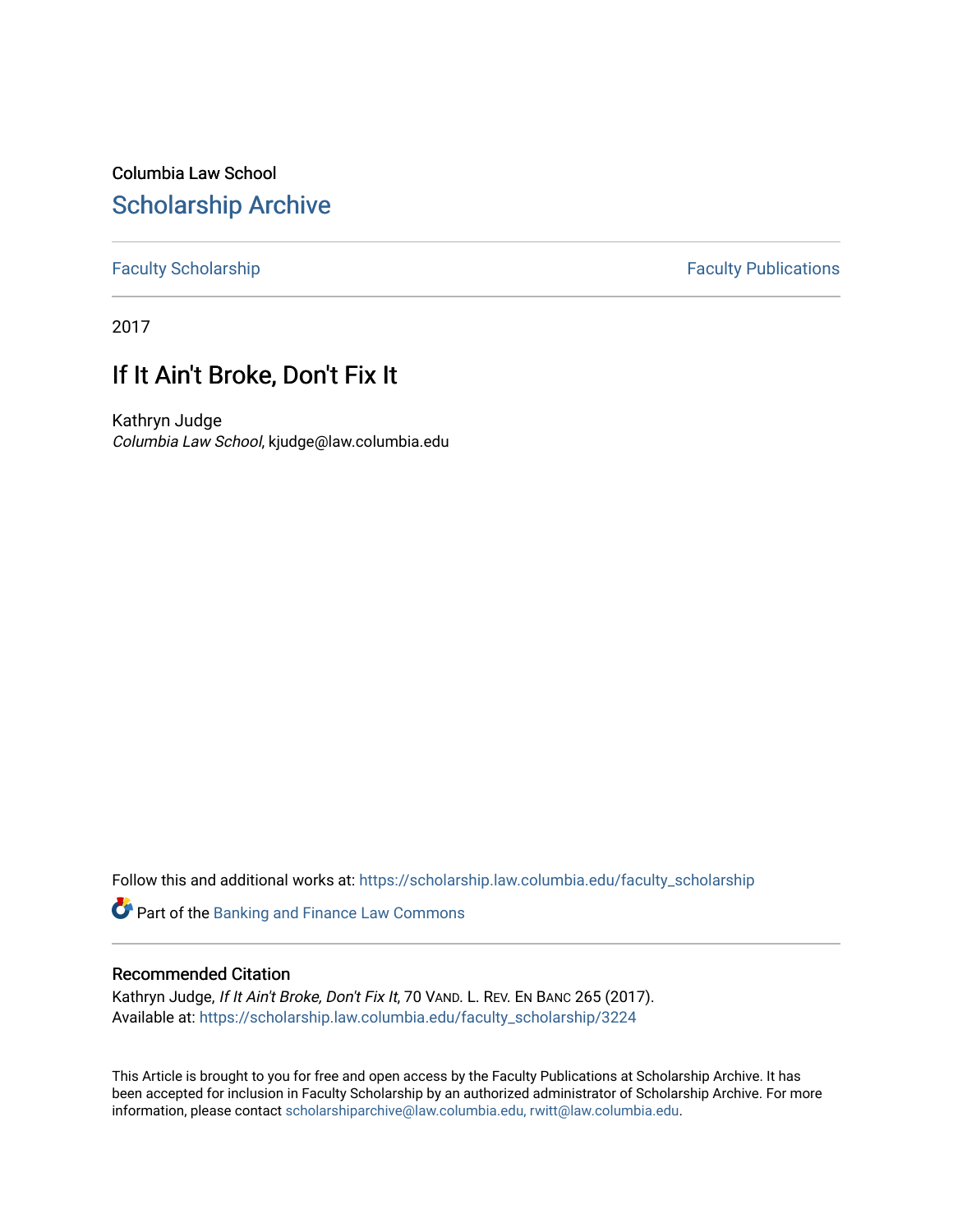Columbia Law School

## Scholarship Archive

Faculty Scholarship | Faculty Publications

2017

# If It Ain't Broke, Don't Fix It

Kathryn Judge
*Columbia Law School*, kjudge@law.columbia.edu

Follow this and additional works at: https://scholarship.law.columbia.edu/faculty_scholarship

Part of the Banking and Finance Law Commons

### Recommended Citation

Kathryn Judge, *If It Ain't Broke, Don't Fix It*, 70 VAND. L. REV. EN BANC 265 (2017).
Available at: https://scholarship.law.columbia.edu/faculty_scholarship/3224

This Article is brought to you for free and open access by the Faculty Publications at Scholarship Archive. It has been accepted for inclusion in Faculty Scholarship by an authorized administrator of Scholarship Archive. For more information, please contact scholarshiparchive@law.columbia.edu, rwitt@law.columbia.edu.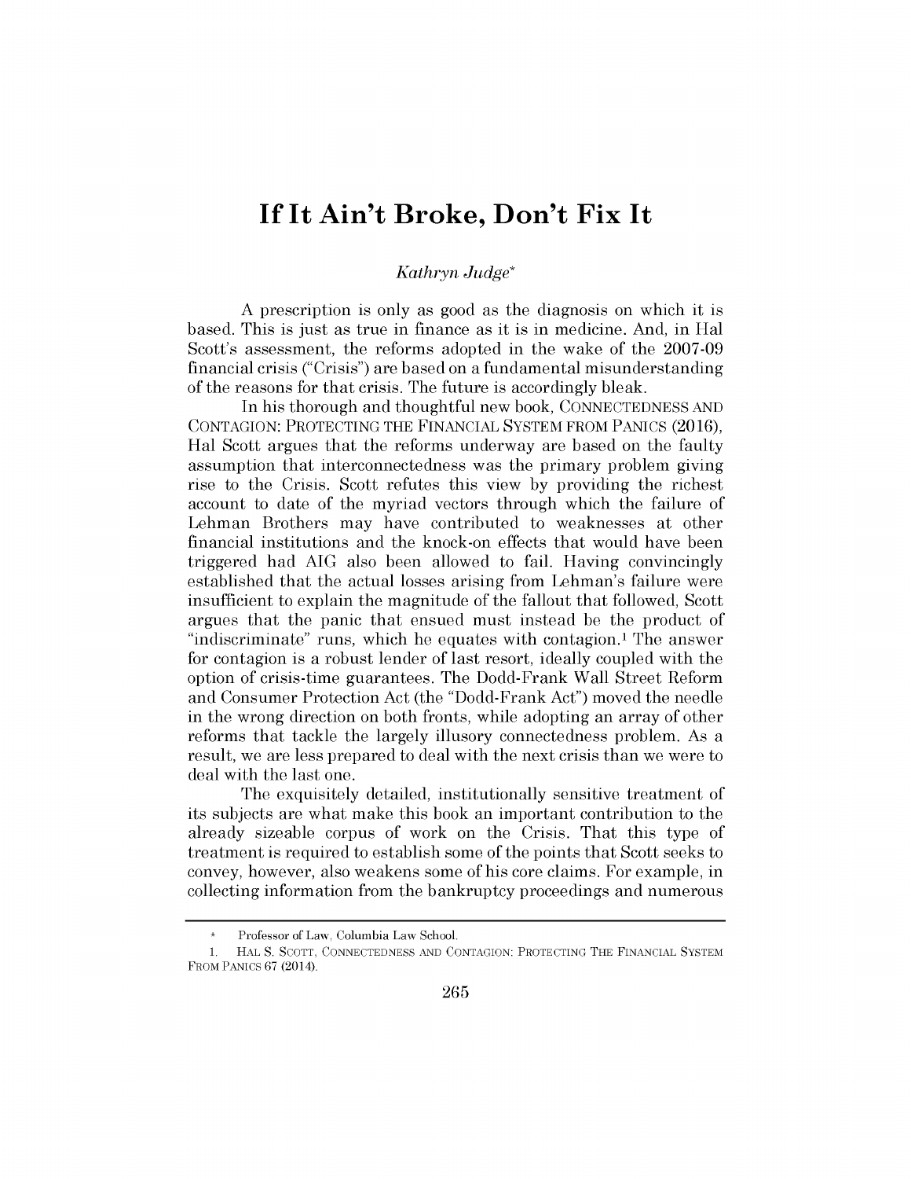# If It Ain't Broke, Don't Fix It

*Kathryn Judge**

A prescription is only as good as the diagnosis on which it is based. This is just as true in finance as it is in medicine. And, in Hal Scott's assessment, the reforms adopted in the wake of the 2007-09 financial crisis ("Crisis") are based on a fundamental misunderstanding of the reasons for that crisis. The future is accordingly bleak.

In his thorough and thoughtful new book, CONNECTEDNESS AND CONTAGION: PROTECTING THE FINANCIAL SYSTEM FROM PANICS (2016), Hal Scott argues that the reforms underway are based on the faulty assumption that interconnectedness was the primary problem giving rise to the Crisis. Scott refutes this view by providing the richest account to date of the myriad vectors through which the failure of Lehman Brothers may have contributed to weaknesses at other financial institutions and the knock-on effects that would have been triggered had AIG also been allowed to fail. Having convincingly established that the actual losses arising from Lehman's failure were insufficient to explain the magnitude of the fallout that followed, Scott argues that the panic that ensued must instead be the product of "indiscriminate" runs, which he equates with contagion.[1] The answer for contagion is a robust lender of last resort, ideally coupled with the option of crisis-time guarantees. The Dodd-Frank Wall Street Reform and Consumer Protection Act (the "Dodd-Frank Act") moved the needle in the wrong direction on both fronts, while adopting an array of other reforms that tackle the largely illusory connectedness problem. As a result, we are less prepared to deal with the next crisis than we were to deal with the last one.

The exquisitely detailed, institutionally sensitive treatment of its subjects are what make this book an important contribution to the already sizeable corpus of work on the Crisis. That this type of treatment is required to establish some of the points that Scott seeks to convey, however, also weakens some of his core claims. For example, in collecting information from the bankruptcy proceedings and numerous

---

\* Professor of Law, Columbia Law School.

1. HAL S. SCOTT, CONNECTEDNESS AND CONTAGION: PROTECTING THE FINANCIAL SYSTEM FROM PANICS 67 (2014).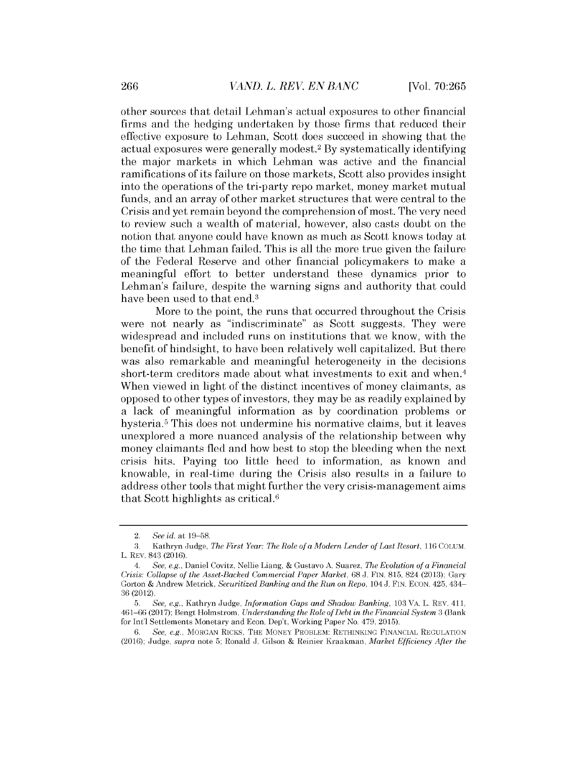other sources that detail Lehman's actual exposures to other financial firms and the hedging undertaken by those firms that reduced their effective exposure to Lehman, Scott does succeed in showing that the actual exposures were generally modest.[2] By systematically identifying the major markets in which Lehman was active and the financial ramifications of its failure on those markets, Scott also provides insight into the operations of the tri-party repo market, money market mutual funds, and an array of other market structures that were central to the Crisis and yet remain beyond the comprehension of most. The very need to review such a wealth of material, however, also casts doubt on the notion that anyone could have known as much as Scott knows today at the time that Lehman failed. This is all the more true given the failure of the Federal Reserve and other financial policymakers to make a meaningful effort to better understand these dynamics prior to Lehman's failure, despite the warning signs and authority that could have been used to that end.[3]

More to the point, the runs that occurred throughout the Crisis were not nearly as "indiscriminate" as Scott suggests. They were widespread and included runs on institutions that we know, with the benefit of hindsight, to have been relatively well capitalized. But there was also remarkable and meaningful heterogeneity in the decisions short-term creditors made about what investments to exit and when.[4] When viewed in light of the distinct incentives of money claimants, as opposed to other types of investors, they may be as readily explained by a lack of meaningful information as by coordination problems or hysteria.[5] This does not undermine his normative claims, but it leaves unexplored a more nuanced analysis of the relationship between why money claimants fled and how best to stop the bleeding when the next crisis hits. Paying too little heed to information, as known and knowable, in real-time during the Crisis also results in a failure to address other tools that might further the very crisis-management aims that Scott highlights as critical.[6]

---

2. *See id.* at 19–58.

3. Kathryn Judge, *The First Year: The Role of a Modern Lender of Last Resort*, 116 COLUM. L. REV. 843 (2016).

4. *See, e.g.*, Daniel Covitz, Nellie Liang, & Gustavo A. Suarez, *The Evolution of a Financial Crisis: Collapse of the Asset-Backed Commercial Paper Market*, 68 J. FIN. 815, 824 (2013); Gary Gorton & Andrew Metrick, *Securitized Banking and the Run on Repo*, 104 J. FIN. ECON. 425, 434–36 (2012).

5. *See, e.g.*, Kathryn Judge, *Information Gaps and Shadow Banking*, 103 VA. L. REV. 411, 461–66 (2017); Bengt Holmstrom, *Understanding the Role of Debt in the Financial System* 3 (Bank for Int'l Settlements Monetary and Econ. Dep't, Working Paper No. 479, 2015).

6. *See, e.g.*, MORGAN RICKS, THE MONEY PROBLEM: RETHINKING FINANCIAL REGULATION (2016); Judge, *supra* note 5; Ronald J. Gilson & Reinier Kraakman, *Market Efficiency After the*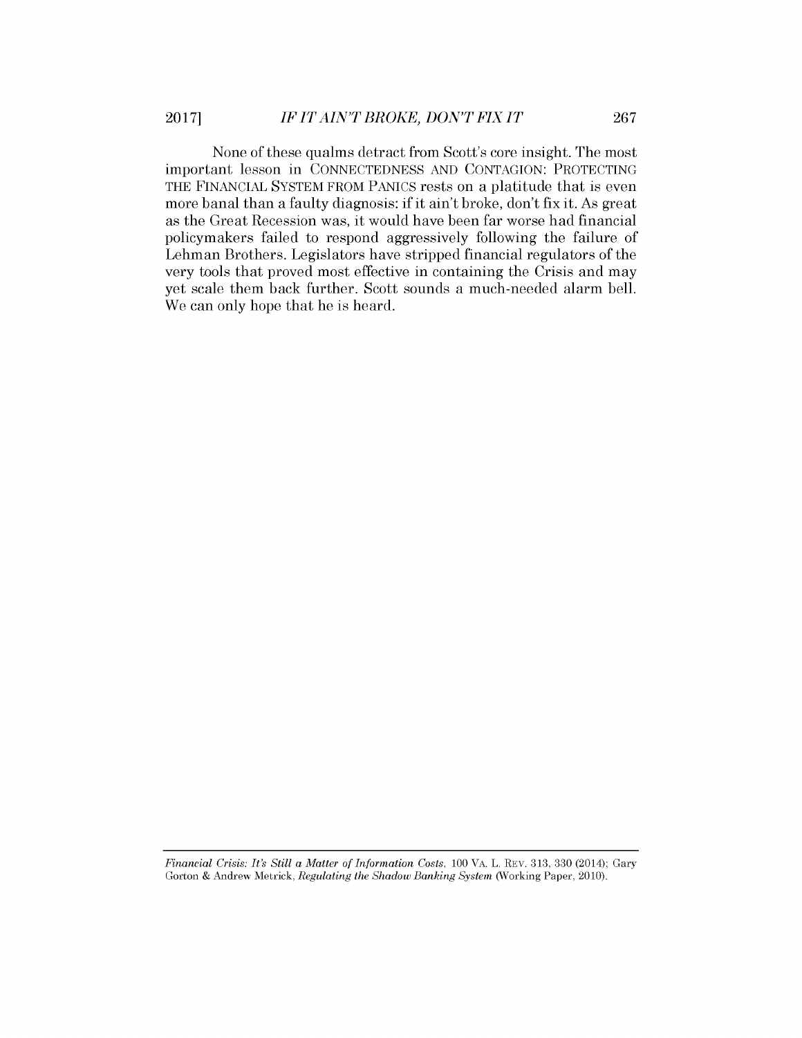None of these qualms detract from Scott's core insight. The most important lesson in CONNECTEDNESS AND CONTAGION: PROTECTING THE FINANCIAL SYSTEM FROM PANICS rests on a platitude that is even more banal than a faulty diagnosis: if it ain't broke, don't fix it. As great as the Great Recession was, it would have been far worse had financial policymakers failed to respond aggressively following the failure of Lehman Brothers. Legislators have stripped financial regulators of the very tools that proved most effective in containing the Crisis and may yet scale them back further. Scott sounds a much-needed alarm bell. We can only hope that he is heard.

---

*Financial Crisis: It's Still a Matter of Information Costs*, 100 VA. L. REV. 313, 330 (2014); Gary Gorton & Andrew Metrick, *Regulating the Shadow Banking System* (Working Paper, 2010).